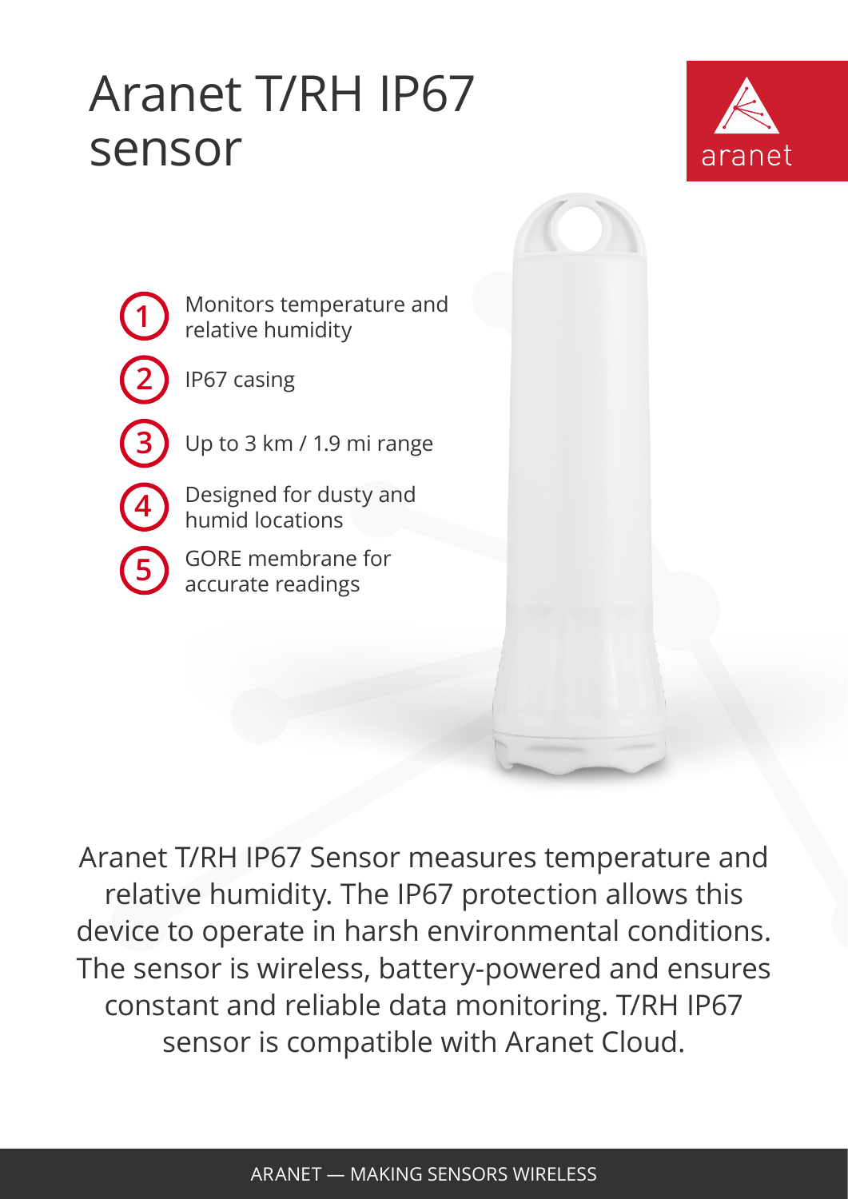# Aranet T/RH IP67 sensor

aranet

1. Monitors temperature and relative humidity
2. IP67 casing
3. Up to 3 km / 1.9 mi range
4. Designed for dusty and humid locations
5. GORE membrane for accurate readings

Aranet T/RH IP67 Sensor measures temperature and relative humidity. The IP67 protection allows this device to operate in harsh environmental conditions. The sensor is wireless, battery-powered and ensures constant and reliable data monitoring. T/RH IP67 sensor is compatible with Aranet Cloud.

ARANET — MAKING SENSORS WIRELESS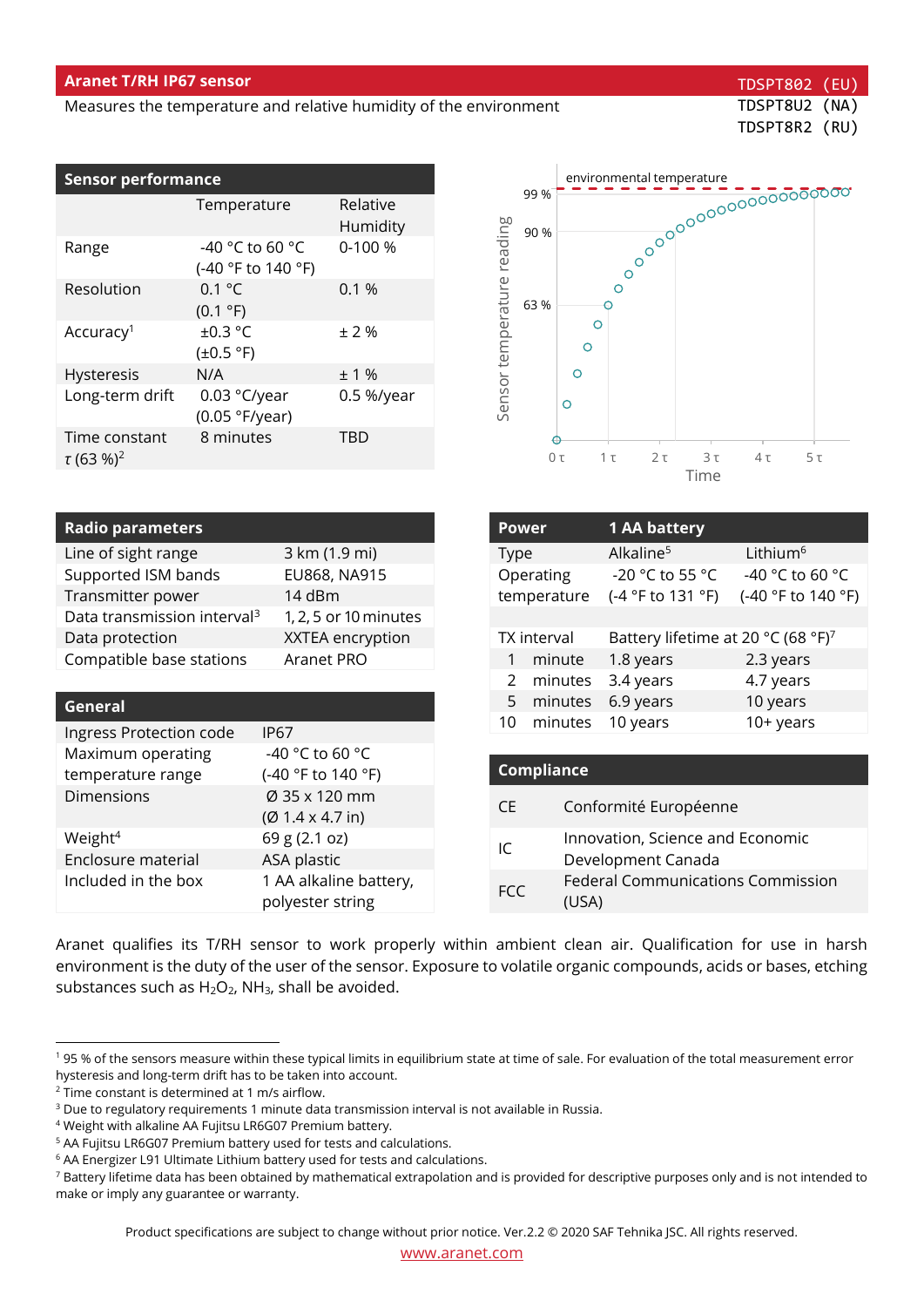## Aranet T/RH IP67 sensor

TDSPT802 (EU)
TDSPT8U2 (NA)
TDSPT8R2 (RU)

Measures the temperature and relative humidity of the environment

| Sensor performance | Temperature | Relative Humidity |
|---|---|---|
| Range | -40 °C to 60 °C (-40 °F to 140 °F) | 0-100 % |
| Resolution | 0.1 °C (0.1 °F) | 0.1 % |
| Accuracy[1] | ±0.3 °C (±0.5 °F) | ± 2 % |
| Hysteresis | N/A | ± 1 % |
| Long-term drift | 0.03 °C/year (0.05 °F/year) | 0.5 %/year |
| Time constant τ (63 %)[2] | 8 minutes | TBD |

environmental temperature
99 %
90 %
63 %
Sensor temperature reading
0 τ
1 τ
2 τ
3 τ
4 τ
5 τ
Time

| Radio parameters | |
|---|---|
| Line of sight range | 3 km (1.9 mi) |
| Supported ISM bands | EU868, NA915 |
| Transmitter power | 14 dBm |
| Data transmission interval[3] | 1, 2, 5 or 10 minutes |
| Data protection | XXTEA encryption |
| Compatible base stations | Aranet PRO |

| Power | 1 AA battery | |
|---|---|---|
| Type | Alkaline[5] | Lithium[6] |
| Operating temperature | -20 °C to 55 °C (-4 °F to 131 °F) | -40 °C to 60 °C (-40 °F to 140 °F) |
| | | |
| TX interval | Battery lifetime at 20 °C (68 °F)[7] | |
| 1 minute | 1.8 years | 2.3 years |
| 2 minutes | 3.4 years | 4.7 years |
| 5 minutes | 6.9 years | 10 years |
| 10 minutes | 10 years | 10+ years |

| General | |
|---|---|
| Ingress Protection code | IP67 |
| Maximum operating temperature range | -40 °C to 60 °C (-40 °F to 140 °F) |
| Dimensions | Ø 35 x 120 mm (Ø 1.4 x 4.7 in) |
| Weight[4] | 69 g (2.1 oz) |
| Enclosure material | ASA plastic |
| Included in the box | 1 AA alkaline battery, polyester string |

| Compliance | |
|---|---|
| CE | Conformité Européenne |
| IC | Innovation, Science and Economic Development Canada |
| FCC | Federal Communications Commission (USA) |

Aranet qualifies its T/RH sensor to work properly within ambient clean air. Qualification for use in harsh environment is the duty of the user of the sensor. Exposure to volatile organic compounds, acids or bases, etching substances such as $H_2O_2$, $NH_3$, shall be avoided.

---

[1] 95 % of the sensors measure within these typical limits in equilibrium state at time of sale. For evaluation of the total measurement error hysteresis and long-term drift has to be taken into account.
[2] Time constant is determined at 1 m/s airflow.
[3] Due to regulatory requirements 1 minute data transmission interval is not available in Russia.
[4] Weight with alkaline AA Fujitsu LR6G07 Premium battery.
[5] AA Fujitsu LR6G07 Premium battery used for tests and calculations.
[6] AA Energizer L91 Ultimate Lithium battery used for tests and calculations.
[7] Battery lifetime data has been obtained by mathematical extrapolation and is provided for descriptive purposes only and is not intended to make or imply any guarantee or warranty.

Product specifications are subject to change without prior notice. Ver.2.2 © 2020 SAF Tehnika JSC. All rights reserved.
www.aranet.com